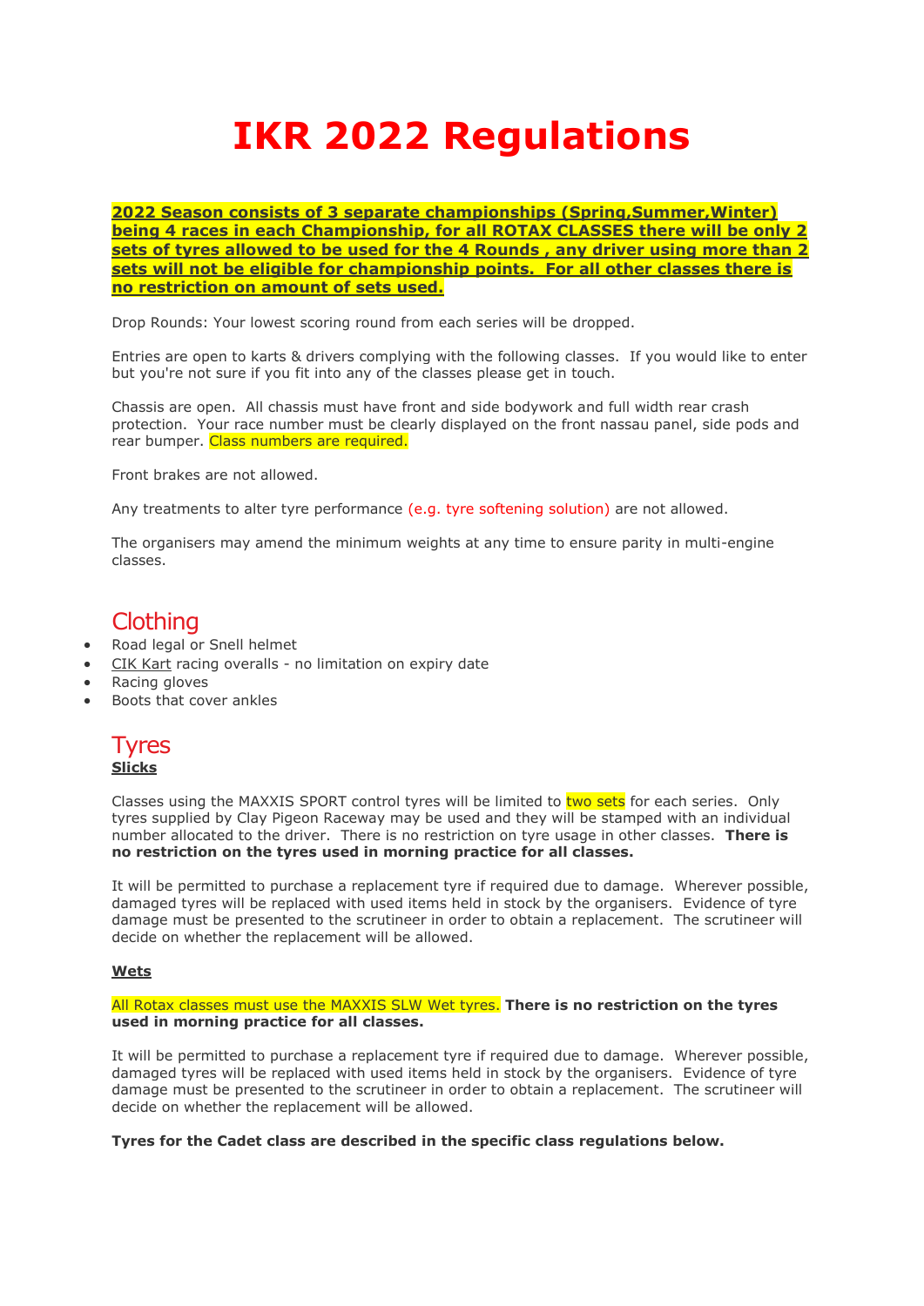# IKR 2022 Regulations

**2022 Season consists of 3 separate championships (Spring,Summer,Winter) being 4 races in each Championship, for all ROTAX CLASSES there will be only 2 sets of tyres allowed to be used for the 4 Rounds , any driver using more than 2 sets will not be eligible for championship points. For all other classes there is no restriction on amount of sets used.**

Drop Rounds: Your lowest scoring round from each series will be dropped.

Entries are open to karts & drivers complying with the following classes. If you would like to enter but you're not sure if you fit into any of the classes please get in touch.

Chassis are open. All chassis must have front and side bodywork and full width rear crash protection. Your race number must be clearly displayed on the front nassau panel, side pods and rear bumper. Class numbers are required.

Front brakes are not allowed.

Any treatments to alter tyre performance (e.g. tyre softening solution) are not allowed.

The organisers may amend the minimum weights at any time to ensure parity in multi-engine classes.

## Clothing

- Road legal or Snell helmet
- CIK Kart racing overalls - no limitation on expiry date
- Racing gloves
- Boots that cover ankles

## Tyres

**Slicks**

Classes using the MAXXIS SPORT control tyres will be limited to two sets for each series. Only tyres supplied by Clay Pigeon Raceway may be used and they will be stamped with an individual number allocated to the driver. There is no restriction on tyre usage in other classes. **There is no restriction on the tyres used in morning practice for all classes.**

It will be permitted to purchase a replacement tyre if required due to damage. Wherever possible, damaged tyres will be replaced with used items held in stock by the organisers. Evidence of tyre damage must be presented to the scrutineer in order to obtain a replacement. The scrutineer will decide on whether the replacement will be allowed.

**Wets**

All Rotax classes must use the MAXXIS SLW Wet tyres. **There is no restriction on the tyres used in morning practice for all classes.**

It will be permitted to purchase a replacement tyre if required due to damage. Wherever possible, damaged tyres will be replaced with used items held in stock by the organisers. Evidence of tyre damage must be presented to the scrutineer in order to obtain a replacement. The scrutineer will decide on whether the replacement will be allowed.

**Tyres for the Cadet class are described in the specific class regulations below.**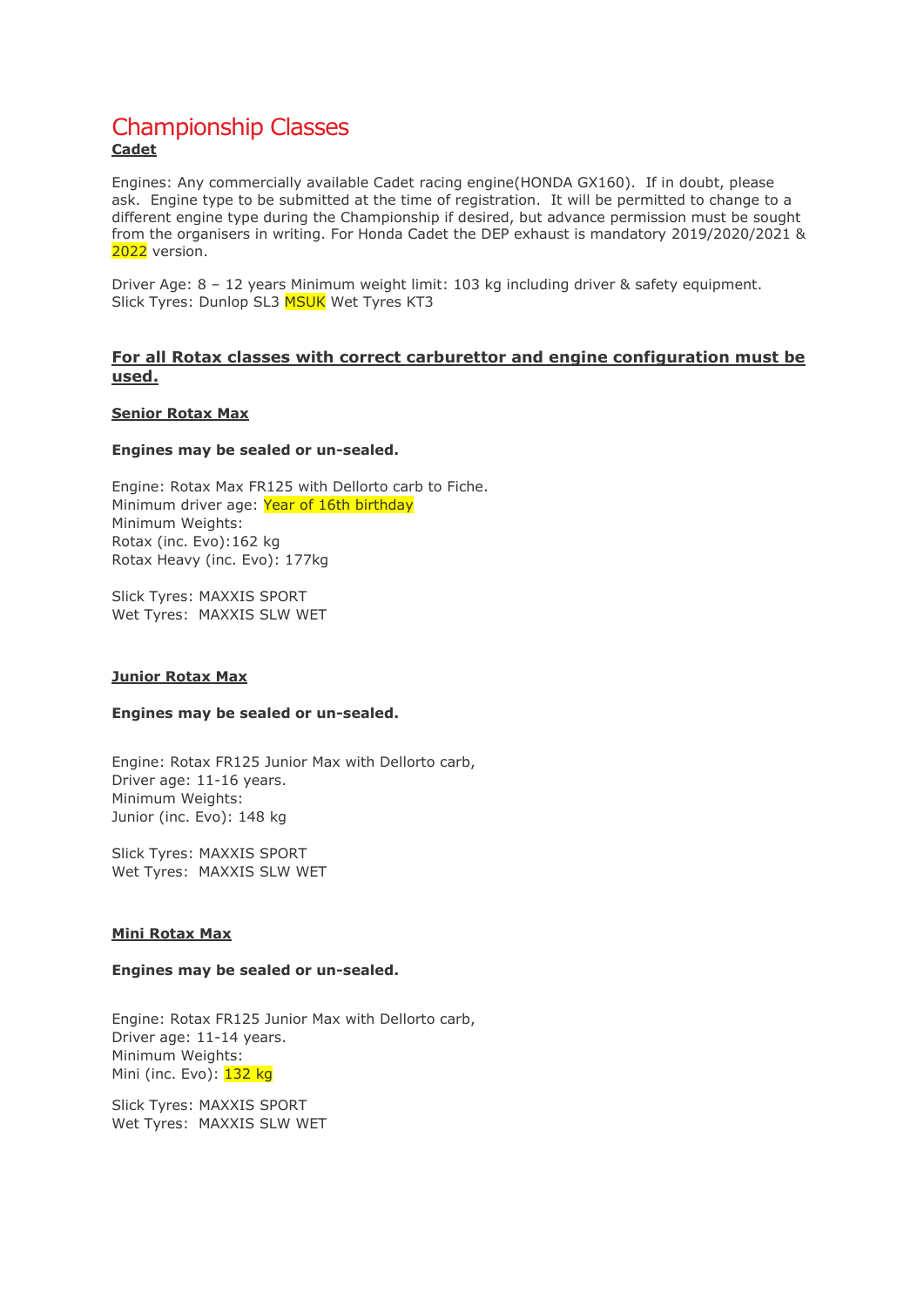# Championship Classes

**Cadet**

Engines: Any commercially available Cadet racing engine(HONDA GX160). If in doubt, please ask. Engine type to be submitted at the time of registration. It will be permitted to change to a different engine type during the Championship if desired, but advance permission must be sought from the organisers in writing. For Honda Cadet the DEP exhaust is mandatory 2019/2020/2021 & 2022 version.

Driver Age: 8 – 12 years Minimum weight limit: 103 kg including driver & safety equipment.
Slick Tyres: Dunlop SL3 MSUK Wet Tyres KT3

**For all Rotax classes with correct carburettor and engine configuration must be used.**

**Senior Rotax Max**

**Engines may be sealed or un-sealed.**

Engine: Rotax Max FR125 with Dellorto carb to Fiche.
Minimum driver age: Year of 16th birthday
Minimum Weights:
Rotax (inc. Evo):162 kg
Rotax Heavy (inc. Evo): 177kg

Slick Tyres: MAXXIS SPORT
Wet Tyres: MAXXIS SLW WET

**Junior Rotax Max**

**Engines may be sealed or un-sealed.**

Engine: Rotax FR125 Junior Max with Dellorto carb,
Driver age: 11-16 years.
Minimum Weights:
Junior (inc. Evo): 148 kg

Slick Tyres: MAXXIS SPORT
Wet Tyres: MAXXIS SLW WET

**Mini Rotax Max**

**Engines may be sealed or un-sealed.**

Engine: Rotax FR125 Junior Max with Dellorto carb,
Driver age: 11-14 years.
Minimum Weights:
Mini (inc. Evo): 132 kg

Slick Tyres: MAXXIS SPORT
Wet Tyres: MAXXIS SLW WET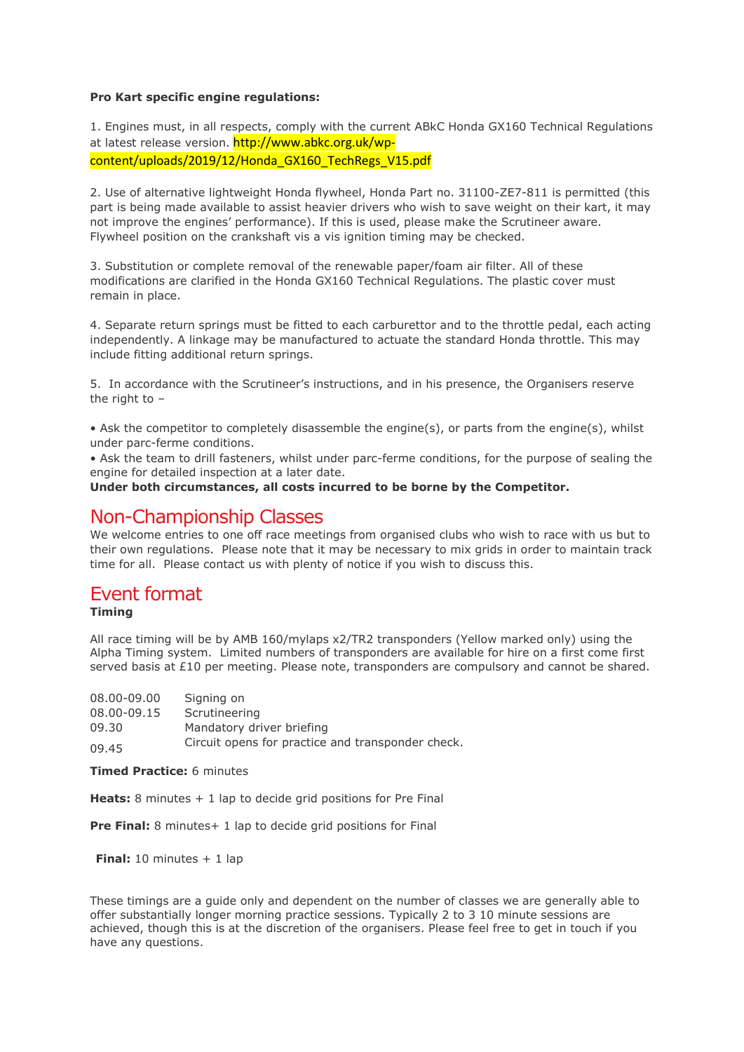**Pro Kart specific engine regulations:**

1. Engines must, in all respects, comply with the current ABkC Honda GX160 Technical Regulations at latest release version. http://www.abkc.org.uk/wp-content/uploads/2019/12/Honda_GX160_TechRegs_V15.pdf

2. Use of alternative lightweight Honda flywheel, Honda Part no. 31100-ZE7-811 is permitted (this part is being made available to assist heavier drivers who wish to save weight on their kart, it may not improve the engines' performance). If this is used, please make the Scrutineer aware. Flywheel position on the crankshaft vis a vis ignition timing may be checked.

3. Substitution or complete removal of the renewable paper/foam air filter. All of these modifications are clarified in the Honda GX160 Technical Regulations. The plastic cover must remain in place.

4. Separate return springs must be fitted to each carburettor and to the throttle pedal, each acting independently. A linkage may be manufactured to actuate the standard Honda throttle. This may include fitting additional return springs.

5. In accordance with the Scrutineer's instructions, and in his presence, the Organisers reserve the right to –

- Ask the competitor to completely disassemble the engine(s), or parts from the engine(s), whilst under parc-ferme conditions.
- Ask the team to drill fasteners, whilst under parc-ferme conditions, for the purpose of sealing the engine for detailed inspection at a later date.

**Under both circumstances, all costs incurred to be borne by the Competitor.**

## Non-Championship Classes

We welcome entries to one off race meetings from organised clubs who wish to race with us but to their own regulations. Please note that it may be necessary to mix grids in order to maintain track time for all. Please contact us with plenty of notice if you wish to discuss this.

## Event format

**Timing**

All race timing will be by AMB 160/mylaps x2/TR2 transponders (Yellow marked only) using the Alpha Timing system. Limited numbers of transponders are available for hire on a first come first served basis at £10 per meeting. Please note, transponders are compulsory and cannot be shared.

| | |
|---|---|
| 08.00-09.00 | Signing on |
| 08.00-09.15 | Scrutineering |
| 09.30 | Mandatory driver briefing |
| 09.45 | Circuit opens for practice and transponder check. |

**Timed Practice:** 6 minutes

**Heats:** 8 minutes + 1 lap to decide grid positions for Pre Final

**Pre Final:** 8 minutes+ 1 lap to decide grid positions for Final

**Final:** 10 minutes + 1 lap

These timings are a guide only and dependent on the number of classes we are generally able to offer substantially longer morning practice sessions. Typically 2 to 3 10 minute sessions are achieved, though this is at the discretion of the organisers. Please feel free to get in touch if you have any questions.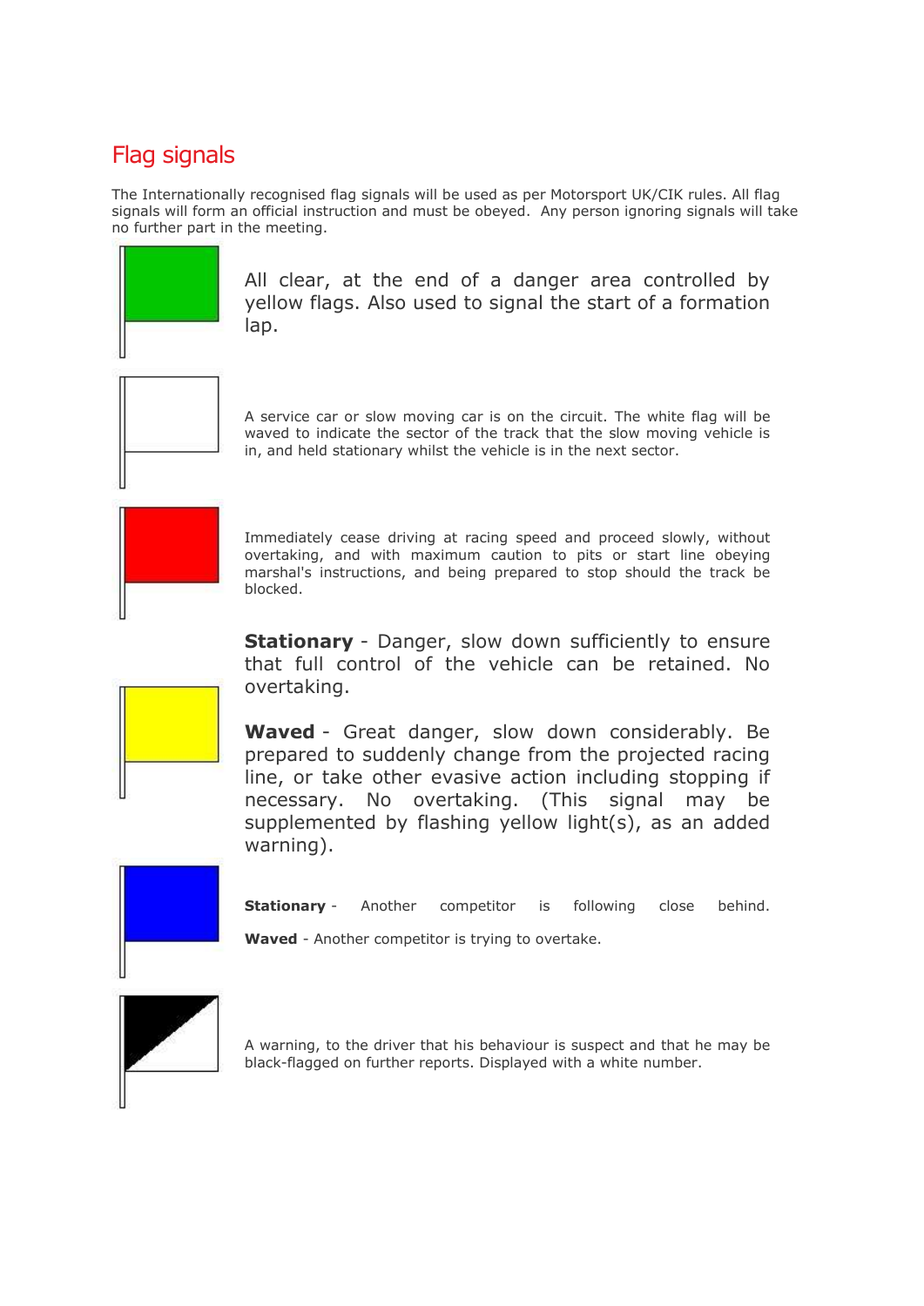## Flag signals

The Internationally recognised flag signals will be used as per Motorsport UK/CIK rules. All flag signals will form an official instruction and must be obeyed. Any person ignoring signals will take no further part in the meeting.

All clear, at the end of a danger area controlled by yellow flags. Also used to signal the start of a formation lap.

A service car or slow moving car is on the circuit. The white flag will be waved to indicate the sector of the track that the slow moving vehicle is in, and held stationary whilst the vehicle is in the next sector.

Immediately cease driving at racing speed and proceed slowly, without overtaking, and with maximum caution to pits or start line obeying marshal's instructions, and being prepared to stop should the track be blocked.

**Stationary** - Danger, slow down sufficiently to ensure that full control of the vehicle can be retained. No overtaking.

**Waved** - Great danger, slow down considerably. Be prepared to suddenly change from the projected racing line, or take other evasive action including stopping if necessary. No overtaking. (This signal may be supplemented by flashing yellow light(s), as an added warning).

**Stationary** - Another competitor is following close behind.

**Waved** - Another competitor is trying to overtake.

A warning, to the driver that his behaviour is suspect and that he may be black-flagged on further reports. Displayed with a white number.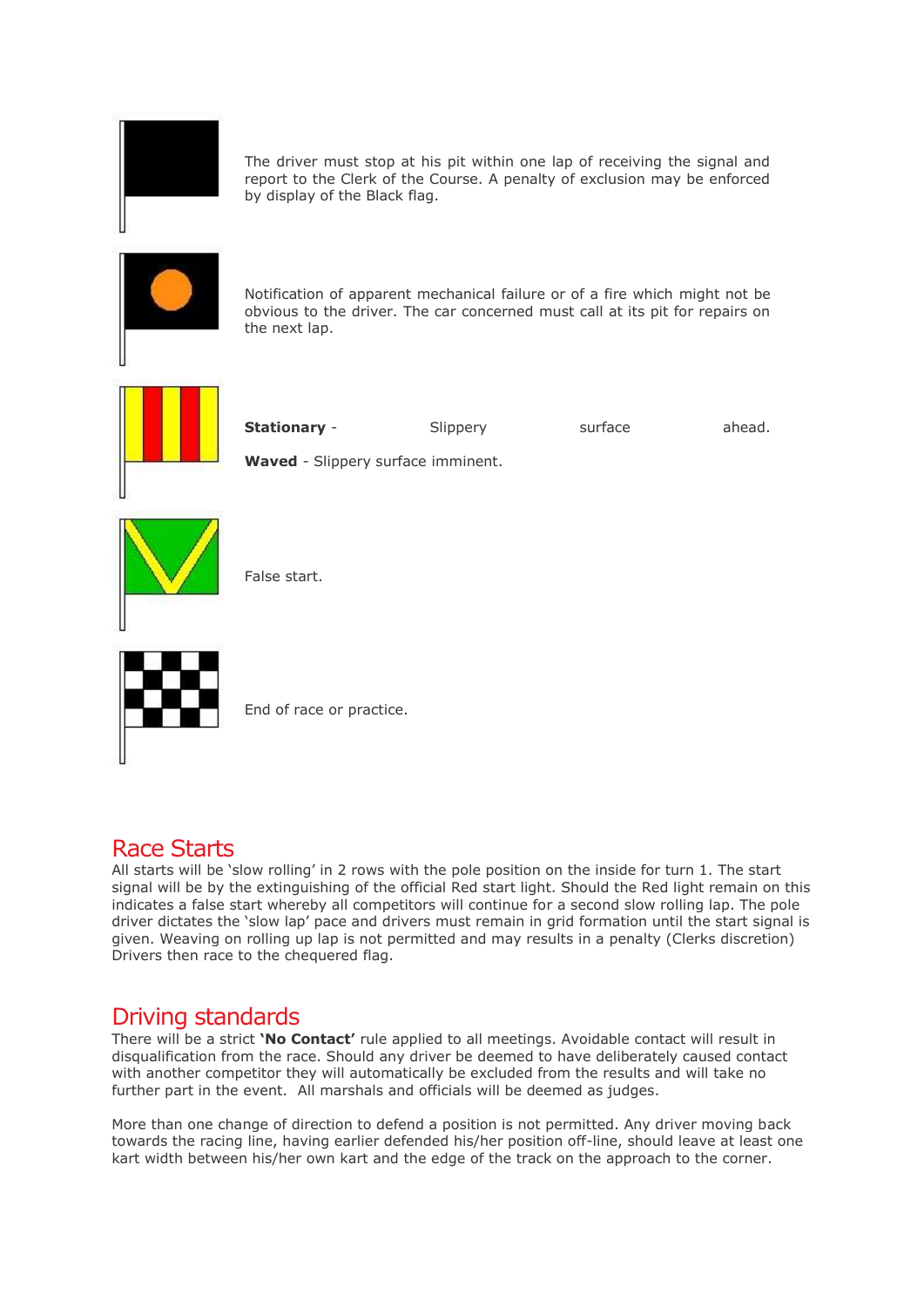The driver must stop at his pit within one lap of receiving the signal and report to the Clerk of the Course. A penalty of exclusion may be enforced by display of the Black flag.

Notification of apparent mechanical failure or of a fire which might not be obvious to the driver. The car concerned must call at its pit for repairs on the next lap.

**Stationary** - Slippery surface ahead.

**Waved** - Slippery surface imminent.

False start.

End of race or practice.

## Race Starts

All starts will be 'slow rolling' in 2 rows with the pole position on the inside for turn 1. The start signal will be by the extinguishing of the official Red start light. Should the Red light remain on this indicates a false start whereby all competitors will continue for a second slow rolling lap. The pole driver dictates the 'slow lap' pace and drivers must remain in grid formation until the start signal is given. Weaving on rolling up lap is not permitted and may results in a penalty (Clerks discretion) Drivers then race to the chequered flag.

## Driving standards

There will be a strict **'No Contact'** rule applied to all meetings. Avoidable contact will result in disqualification from the race. Should any driver be deemed to have deliberately caused contact with another competitor they will automatically be excluded from the results and will take no further part in the event. All marshals and officials will be deemed as judges.

More than one change of direction to defend a position is not permitted. Any driver moving back towards the racing line, having earlier defended his/her position off-line, should leave at least one kart width between his/her own kart and the edge of the track on the approach to the corner.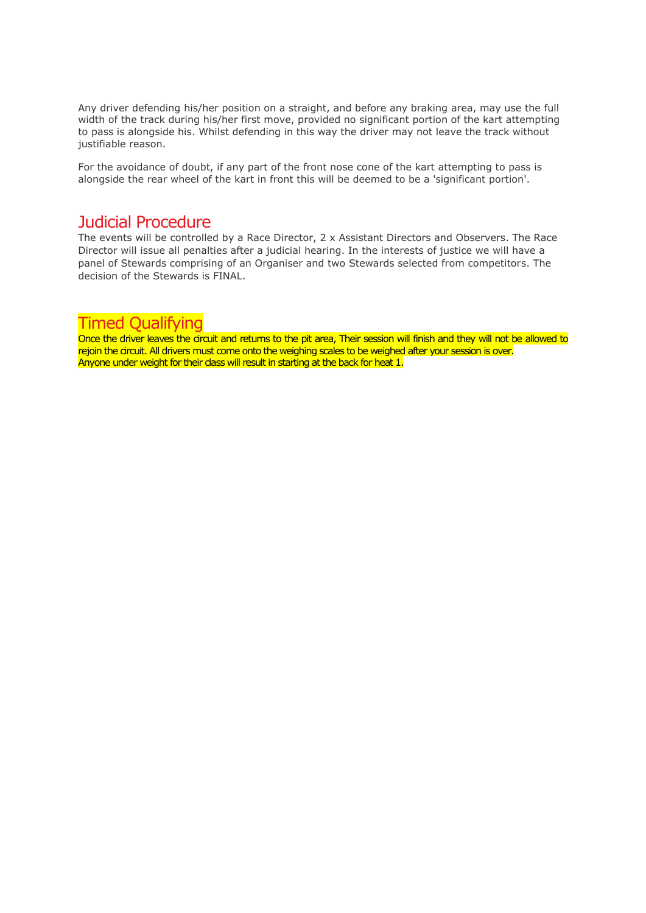Any driver defending his/her position on a straight, and before any braking area, may use the full width of the track during his/her first move, provided no significant portion of the kart attempting to pass is alongside his. Whilst defending in this way the driver may not leave the track without justifiable reason.

For the avoidance of doubt, if any part of the front nose cone of the kart attempting to pass is alongside the rear wheel of the kart in front this will be deemed to be a 'significant portion'.

## Judicial Procedure

The events will be controlled by a Race Director, 2 x Assistant Directors and Observers. The Race Director will issue all penalties after a judicial hearing. In the interests of justice we will have a panel of Stewards comprising of an Organiser and two Stewards selected from competitors. The decision of the Stewards is FINAL.

## Timed Qualifying

Once the driver leaves the circuit and returns to the pit area, Their session will finish and they will not be allowed to rejoin the circuit. All drivers must come onto the weighing scales to be weighed after your session is over.
Anyone under weight for their class will result in starting at the back for heat 1.